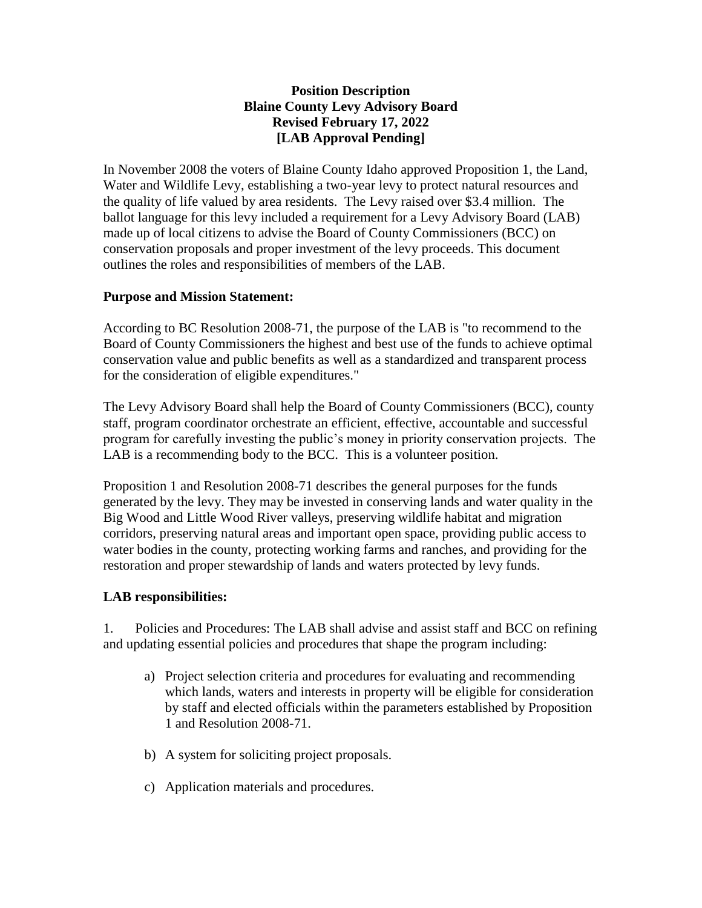**Position Description**
**Blaine County Levy Advisory Board**
**Revised February 17, 2022**
**[LAB Approval Pending]**

In November 2008 the voters of Blaine County Idaho approved Proposition 1, the Land, Water and Wildlife Levy, establishing a two-year levy to protect natural resources and the quality of life valued by area residents. The Levy raised over $3.4 million. The ballot language for this levy included a requirement for a Levy Advisory Board (LAB) made up of local citizens to advise the Board of County Commissioners (BCC) on conservation proposals and proper investment of the levy proceeds. This document outlines the roles and responsibilities of members of the LAB.

**Purpose and Mission Statement:**

According to BC Resolution 2008-71, the purpose of the LAB is "to recommend to the Board of County Commissioners the highest and best use of the funds to achieve optimal conservation value and public benefits as well as a standardized and transparent process for the consideration of eligible expenditures."

The Levy Advisory Board shall help the Board of County Commissioners (BCC), county staff, program coordinator orchestrate an efficient, effective, accountable and successful program for carefully investing the public's money in priority conservation projects. The LAB is a recommending body to the BCC. This is a volunteer position.

Proposition 1 and Resolution 2008-71 describes the general purposes for the funds generated by the levy. They may be invested in conserving lands and water quality in the Big Wood and Little Wood River valleys, preserving wildlife habitat and migration corridors, preserving natural areas and important open space, providing public access to water bodies in the county, protecting working farms and ranches, and providing for the restoration and proper stewardship of lands and waters protected by levy funds.

**LAB responsibilities:**

1. Policies and Procedures: The LAB shall advise and assist staff and BCC on refining and updating essential policies and procedures that shape the program including:

   a) Project selection criteria and procedures for evaluating and recommending which lands, waters and interests in property will be eligible for consideration by staff and elected officials within the parameters established by Proposition 1 and Resolution 2008-71.

   b) A system for soliciting project proposals.

   c) Application materials and procedures.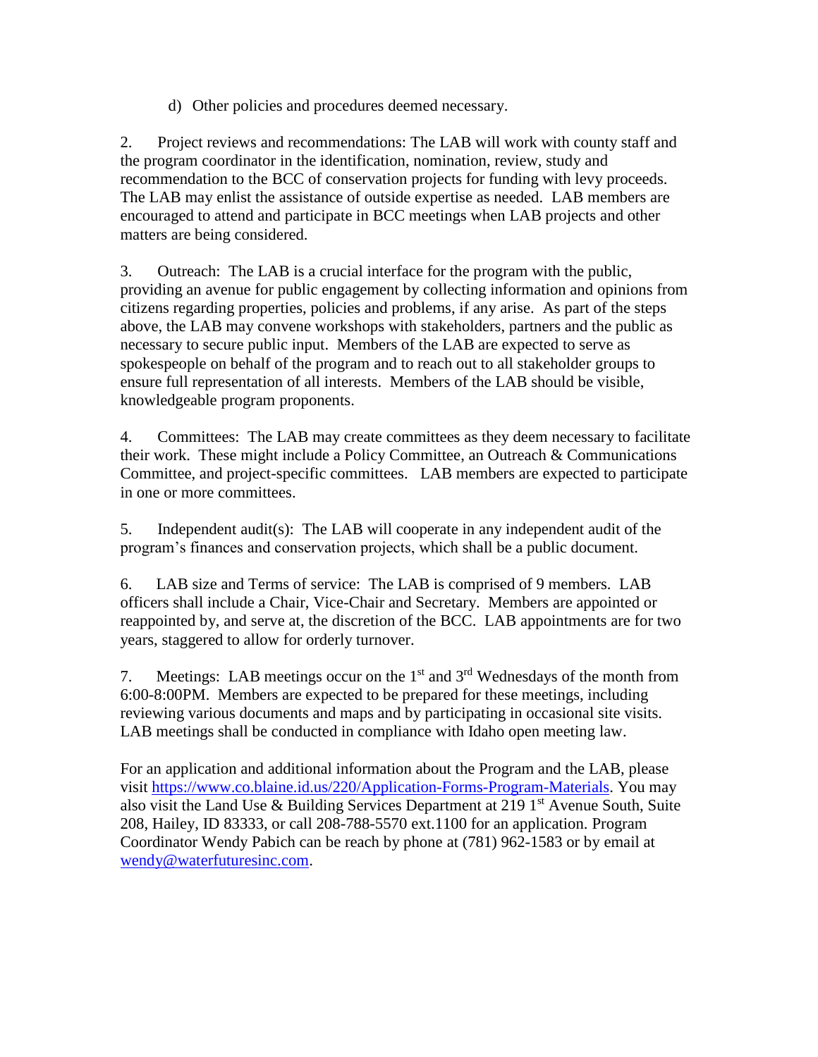d) Other policies and procedures deemed necessary.

2. Project reviews and recommendations: The LAB will work with county staff and the program coordinator in the identification, nomination, review, study and recommendation to the BCC of conservation projects for funding with levy proceeds. The LAB may enlist the assistance of outside expertise as needed. LAB members are encouraged to attend and participate in BCC meetings when LAB projects and other matters are being considered.

3. Outreach: The LAB is a crucial interface for the program with the public, providing an avenue for public engagement by collecting information and opinions from citizens regarding properties, policies and problems, if any arise. As part of the steps above, the LAB may convene workshops with stakeholders, partners and the public as necessary to secure public input. Members of the LAB are expected to serve as spokespeople on behalf of the program and to reach out to all stakeholder groups to ensure full representation of all interests. Members of the LAB should be visible, knowledgeable program proponents.

4. Committees: The LAB may create committees as they deem necessary to facilitate their work. These might include a Policy Committee, an Outreach & Communications Committee, and project-specific committees. LAB members are expected to participate in one or more committees.

5. Independent audit(s): The LAB will cooperate in any independent audit of the program's finances and conservation projects, which shall be a public document.

6. LAB size and Terms of service: The LAB is comprised of 9 members. LAB officers shall include a Chair, Vice-Chair and Secretary. Members are appointed or reappointed by, and serve at, the discretion of the BCC. LAB appointments are for two years, staggered to allow for orderly turnover.

7. Meetings: LAB meetings occur on the 1st and 3rd Wednesdays of the month from 6:00-8:00PM. Members are expected to be prepared for these meetings, including reviewing various documents and maps and by participating in occasional site visits. LAB meetings shall be conducted in compliance with Idaho open meeting law.

For an application and additional information about the Program and the LAB, please visit https://www.co.blaine.id.us/220/Application-Forms-Program-Materials. You may also visit the Land Use & Building Services Department at 219 1st Avenue South, Suite 208, Hailey, ID 83333, or call 208-788-5570 ext.1100 for an application. Program Coordinator Wendy Pabich can be reach by phone at (781) 962-1583 or by email at wendy@waterfuturesinc.com.